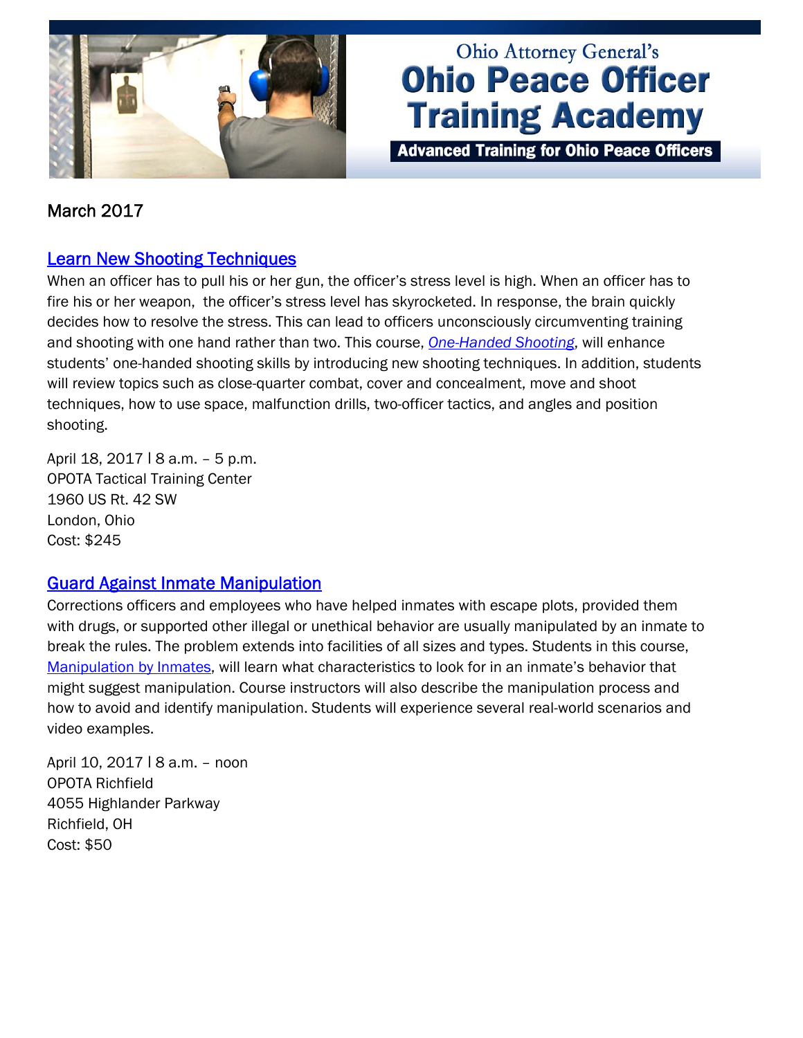Ohio Attorney General's

# Ohio Peace Officer Training Academy

**Advanced Training for Ohio Peace Officers**

March 2017

## Learn New Shooting Techniques

When an officer has to pull his or her gun, the officer's stress level is high. When an officer has to fire his or her weapon, the officer's stress level has skyrocketed. In response, the brain quickly decides how to resolve the stress. This can lead to officers unconsciously circumventing training and shooting with one hand rather than two. This course, *One-Handed Shooting*, will enhance students' one-handed shooting skills by introducing new shooting techniques. In addition, students will review topics such as close-quarter combat, cover and concealment, move and shoot techniques, how to use space, malfunction drills, two-officer tactics, and angles and position shooting.

April 18, 2017 | 8 a.m. – 5 p.m.
OPOTA Tactical Training Center
1960 US Rt. 42 SW
London, Ohio
Cost: $245

## Guard Against Inmate Manipulation

Corrections officers and employees who have helped inmates with escape plots, provided them with drugs, or supported other illegal or unethical behavior are usually manipulated by an inmate to break the rules. The problem extends into facilities of all sizes and types. Students in this course, Manipulation by Inmates, will learn what characteristics to look for in an inmate's behavior that might suggest manipulation. Course instructors will also describe the manipulation process and how to avoid and identify manipulation. Students will experience several real-world scenarios and video examples.

April 10, 2017 | 8 a.m. – noon
OPOTA Richfield
4055 Highlander Parkway
Richfield, OH
Cost: $50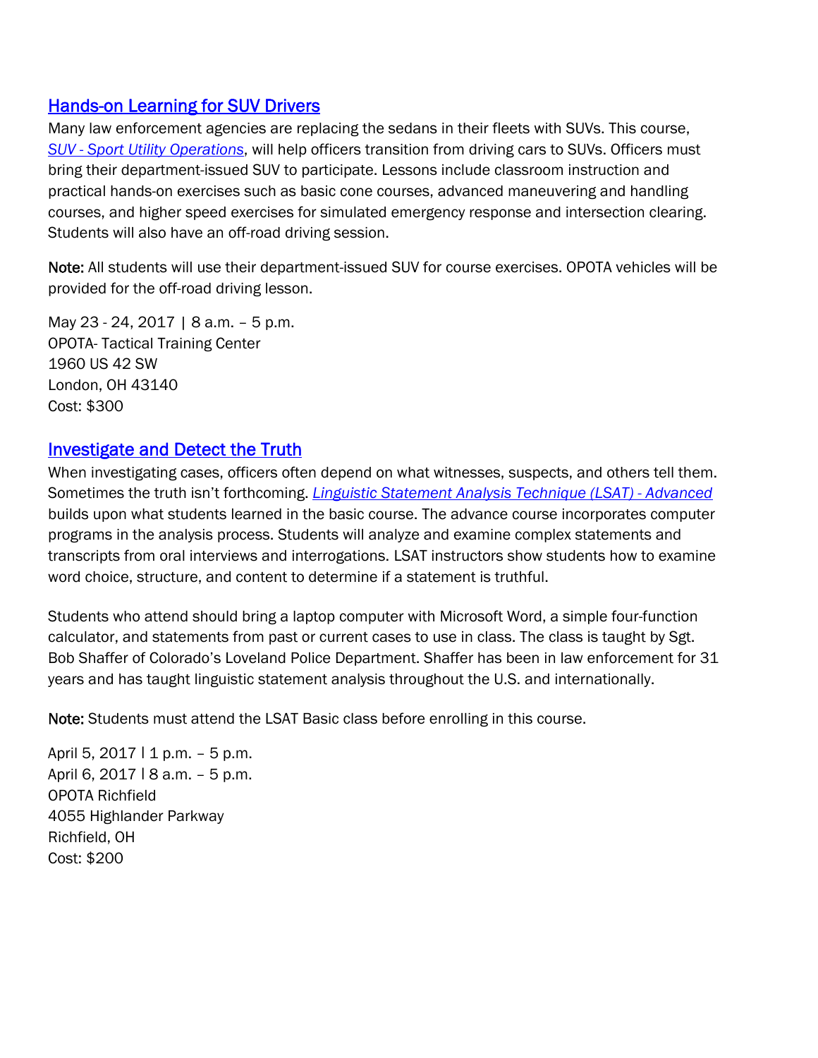## Hands-on Learning for SUV Drivers

Many law enforcement agencies are replacing the sedans in their fleets with SUVs. This course, *SUV - Sport Utility Operations*, will help officers transition from driving cars to SUVs. Officers must bring their department-issued SUV to participate. Lessons include classroom instruction and practical hands-on exercises such as basic cone courses, advanced maneuvering and handling courses, and higher speed exercises for simulated emergency response and intersection clearing. Students will also have an off-road driving session.

**Note:** All students will use their department-issued SUV for course exercises. OPOTA vehicles will be provided for the off-road driving lesson.

May 23 - 24, 2017 | 8 a.m. – 5 p.m.
OPOTA- Tactical Training Center
1960 US 42 SW
London, OH 43140
Cost: $300

## Investigate and Detect the Truth

When investigating cases, officers often depend on what witnesses, suspects, and others tell them. Sometimes the truth isn't forthcoming. *Linguistic Statement Analysis Technique (LSAT) - Advanced* builds upon what students learned in the basic course. The advance course incorporates computer programs in the analysis process. Students will analyze and examine complex statements and transcripts from oral interviews and interrogations. LSAT instructors show students how to examine word choice, structure, and content to determine if a statement is truthful.

Students who attend should bring a laptop computer with Microsoft Word, a simple four-function calculator, and statements from past or current cases to use in class. The class is taught by Sgt. Bob Shaffer of Colorado's Loveland Police Department. Shaffer has been in law enforcement for 31 years and has taught linguistic statement analysis throughout the U.S. and internationally.

**Note:** Students must attend the LSAT Basic class before enrolling in this course.

April 5, 2017 l 1 p.m. – 5 p.m.
April 6, 2017 l 8 a.m. – 5 p.m.
OPOTA Richfield
4055 Highlander Parkway
Richfield, OH
Cost: $200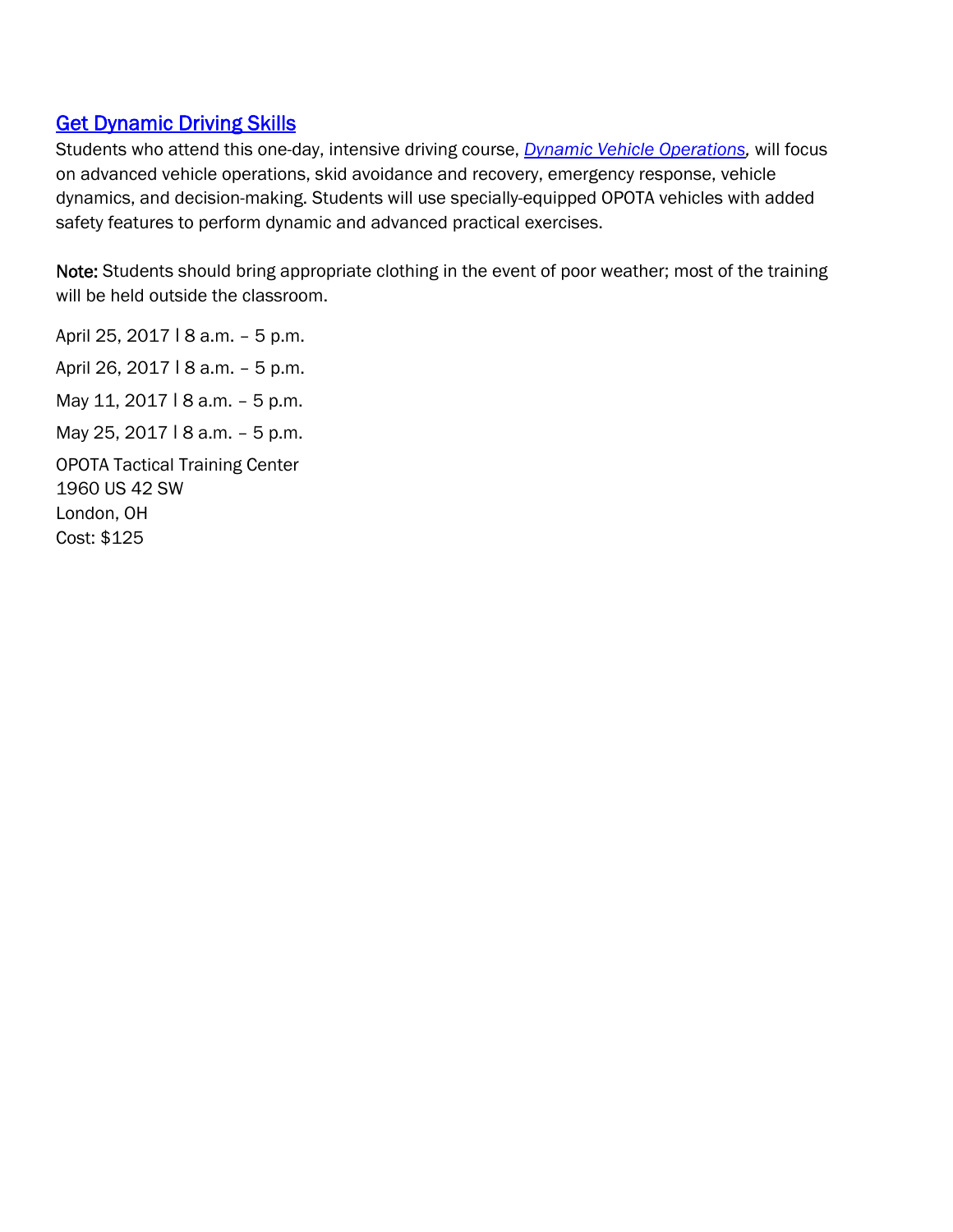## Get Dynamic Driving Skills

Students who attend this one-day, intensive driving course, *Dynamic Vehicle Operations*, will focus on advanced vehicle operations, skid avoidance and recovery, emergency response, vehicle dynamics, and decision-making. Students will use specially-equipped OPOTA vehicles with added safety features to perform dynamic and advanced practical exercises.

**Note:** Students should bring appropriate clothing in the event of poor weather; most of the training will be held outside the classroom.

April 25, 2017 l 8 a.m. – 5 p.m.

April 26, 2017 l 8 a.m. – 5 p.m.

May 11, 2017 l 8 a.m. – 5 p.m.

May 25, 2017 l 8 a.m. – 5 p.m.

OPOTA Tactical Training Center
1960 US 42 SW
London, OH
Cost: $125